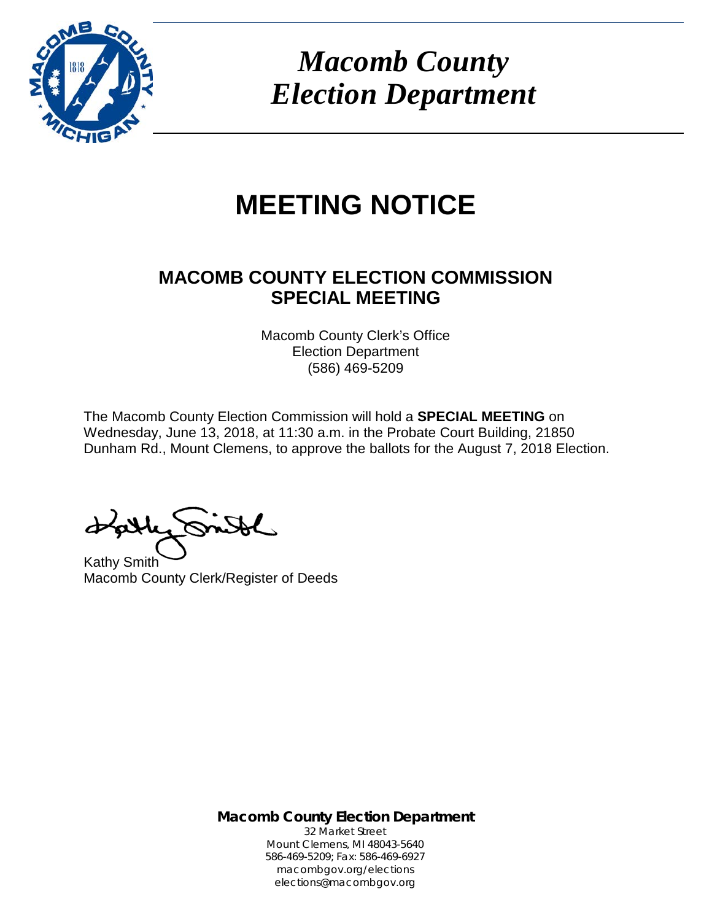# *Macomb County Election Department*

# MEETING NOTICE

## MACOMB COUNTY ELECTION COMMISSION SPECIAL MEETING

Macomb County Clerk's Office
Election Department
(586) 469-5209

The Macomb County Election Commission will hold a **SPECIAL MEETING** on Wednesday, June 13, 2018, at 11:30 a.m. in the Probate Court Building, 21850 Dunham Rd., Mount Clemens, to approve the ballots for the August 7, 2018 Election.

Kathy Smith
Macomb County Clerk/Register of Deeds

**Macomb County Election Department**
32 Market Street
Mount Clemens, MI 48043-5640
586-469-5209; Fax: 586-469-6927
macombgov.org/elections
elections@macombgov.org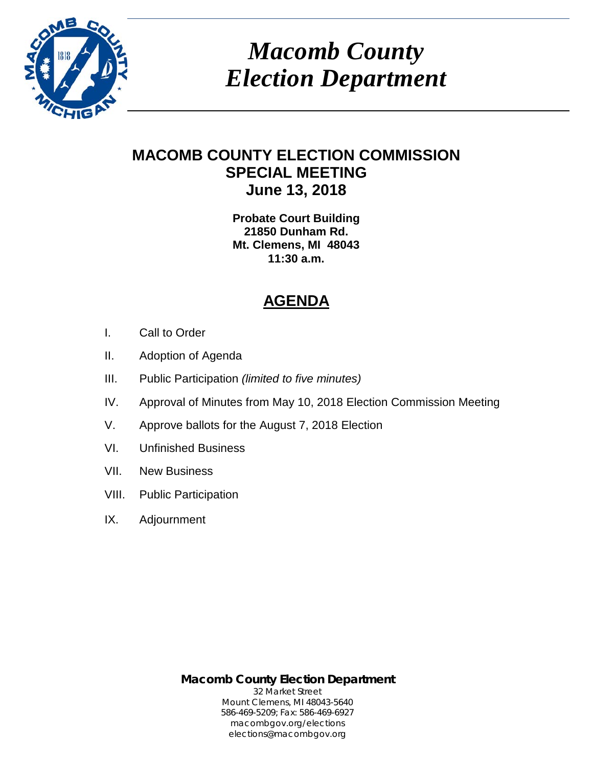# *Macomb County Election Department*

## MACOMB COUNTY ELECTION COMMISSION
## SPECIAL MEETING
## June 13, 2018

**Probate Court Building**
**21850 Dunham Rd.**
**Mt. Clemens, MI 48043**
**11:30 a.m.**

## <u>AGENDA</u>

I. Call to Order

II. Adoption of Agenda

III. Public Participation *(limited to five minutes)*

IV. Approval of Minutes from May 10, 2018 Election Commission Meeting

V. Approve ballots for the August 7, 2018 Election

VI. Unfinished Business

VII. New Business

VIII. Public Participation

IX. Adjournment

**Macomb County Election Department**
32 Market Street
Mount Clemens, MI 48043-5640
586-469-5209; Fax: 586-469-6927
macombgov.org/elections
elections@macombgov.org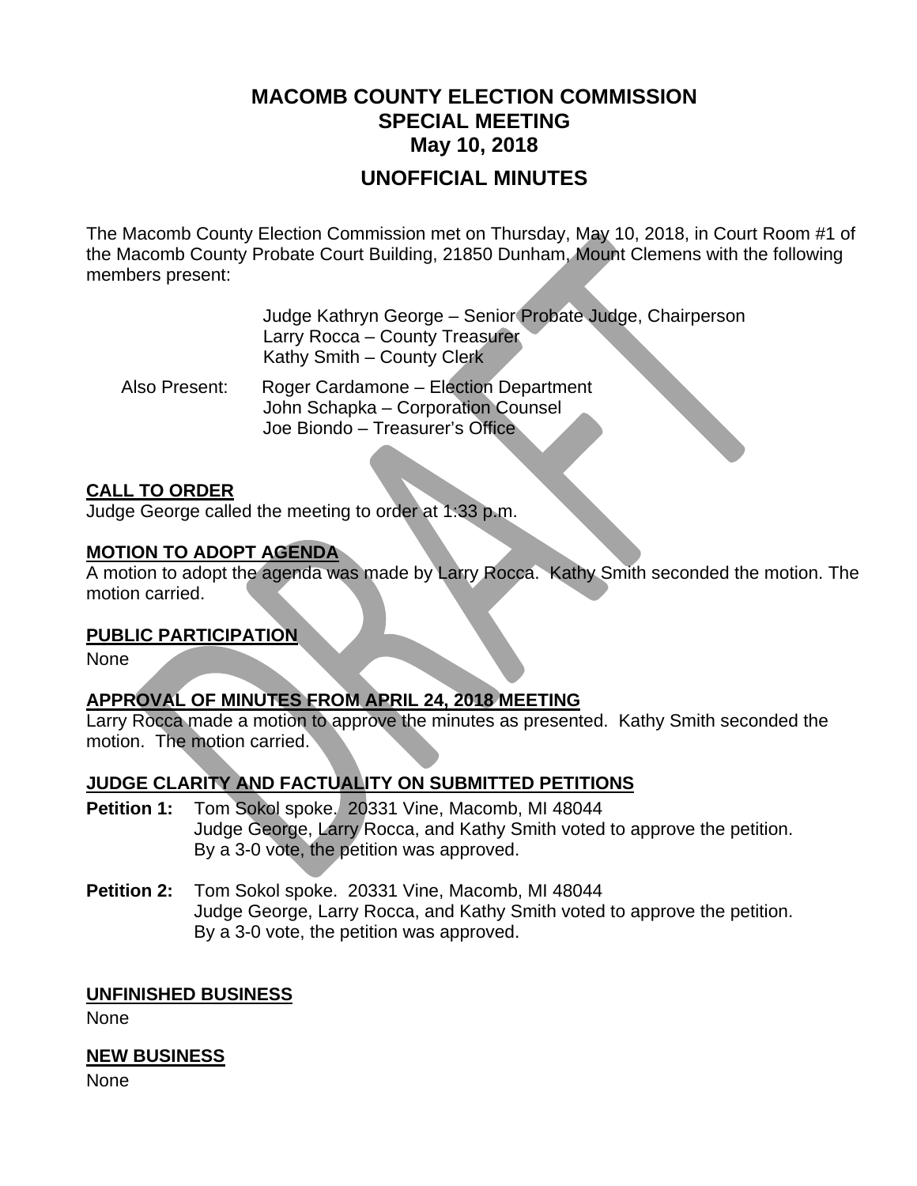# MACOMB COUNTY ELECTION COMMISSION
## SPECIAL MEETING
## May 10, 2018

## UNOFFICIAL MINUTES

The Macomb County Election Commission met on Thursday, May 10, 2018, in Court Room #1 of the Macomb County Probate Court Building, 21850 Dunham, Mount Clemens with the following members present:

Judge Kathryn George – Senior Probate Judge, Chairperson
Larry Rocca – County Treasurer
Kathy Smith – County Clerk

Also Present: Roger Cardamone – Election Department
John Schapka – Corporation Counsel
Joe Biondo – Treasurer's Office

**CALL TO ORDER**

Judge George called the meeting to order at 1:33 p.m.

**MOTION TO ADOPT AGENDA**

A motion to adopt the agenda was made by Larry Rocca. Kathy Smith seconded the motion. The motion carried.

**PUBLIC PARTICIPATION**

None

**APPROVAL OF MINUTES FROM APRIL 24, 2018 MEETING**

Larry Rocca made a motion to approve the minutes as presented. Kathy Smith seconded the motion. The motion carried.

**JUDGE CLARITY AND FACTUALITY ON SUBMITTED PETITIONS**

**Petition 1:** Tom Sokol spoke. 20331 Vine, Macomb, MI 48044
Judge George, Larry Rocca, and Kathy Smith voted to approve the petition.
By a 3-0 vote, the petition was approved.

**Petition 2:** Tom Sokol spoke. 20331 Vine, Macomb, MI 48044
Judge George, Larry Rocca, and Kathy Smith voted to approve the petition.
By a 3-0 vote, the petition was approved.

**UNFINISHED BUSINESS**

None

**NEW BUSINESS**

None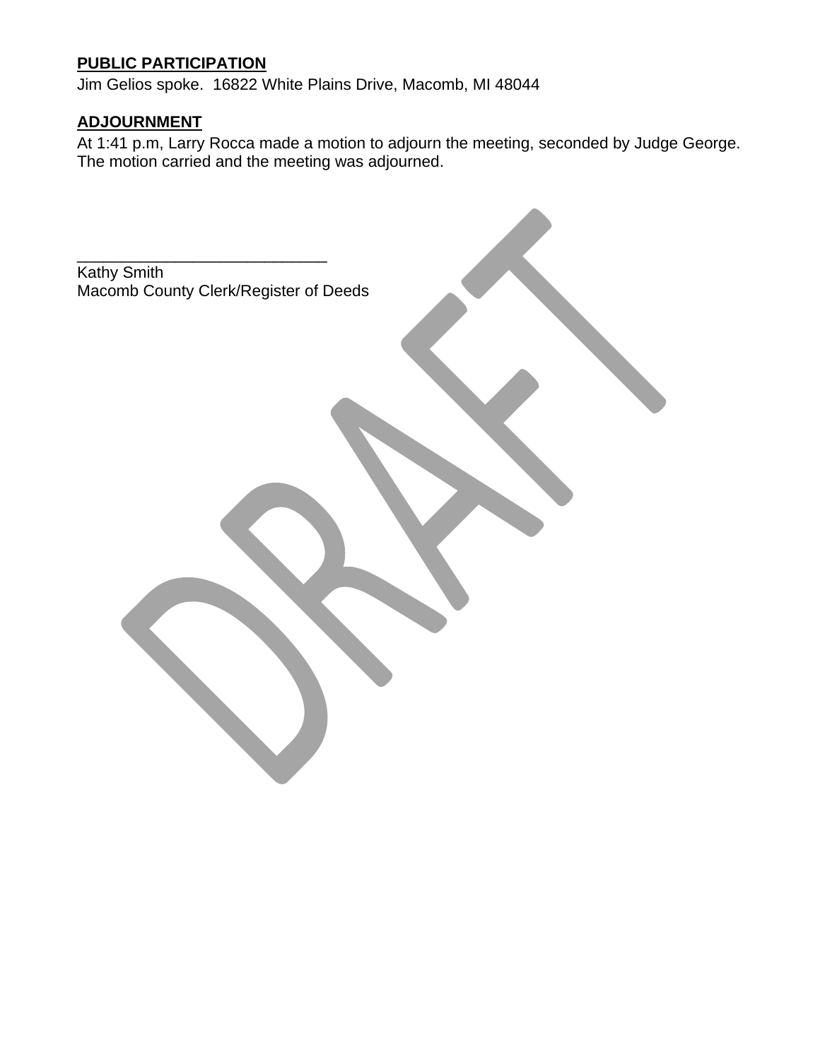**PUBLIC PARTICIPATION**

Jim Gelios spoke. 16822 White Plains Drive, Macomb, MI 48044

**ADJOURNMENT**

At 1:41 p.m, Larry Rocca made a motion to adjourn the meeting, seconded by Judge George. The motion carried and the meeting was adjourned.

\_\_\_\_\_\_\_\_\_\_\_\_\_\_\_\_\_\_\_\_\_\_\_\_\_\_\_\_\_\_

Kathy Smith
Macomb County Clerk/Register of Deeds

DRAFT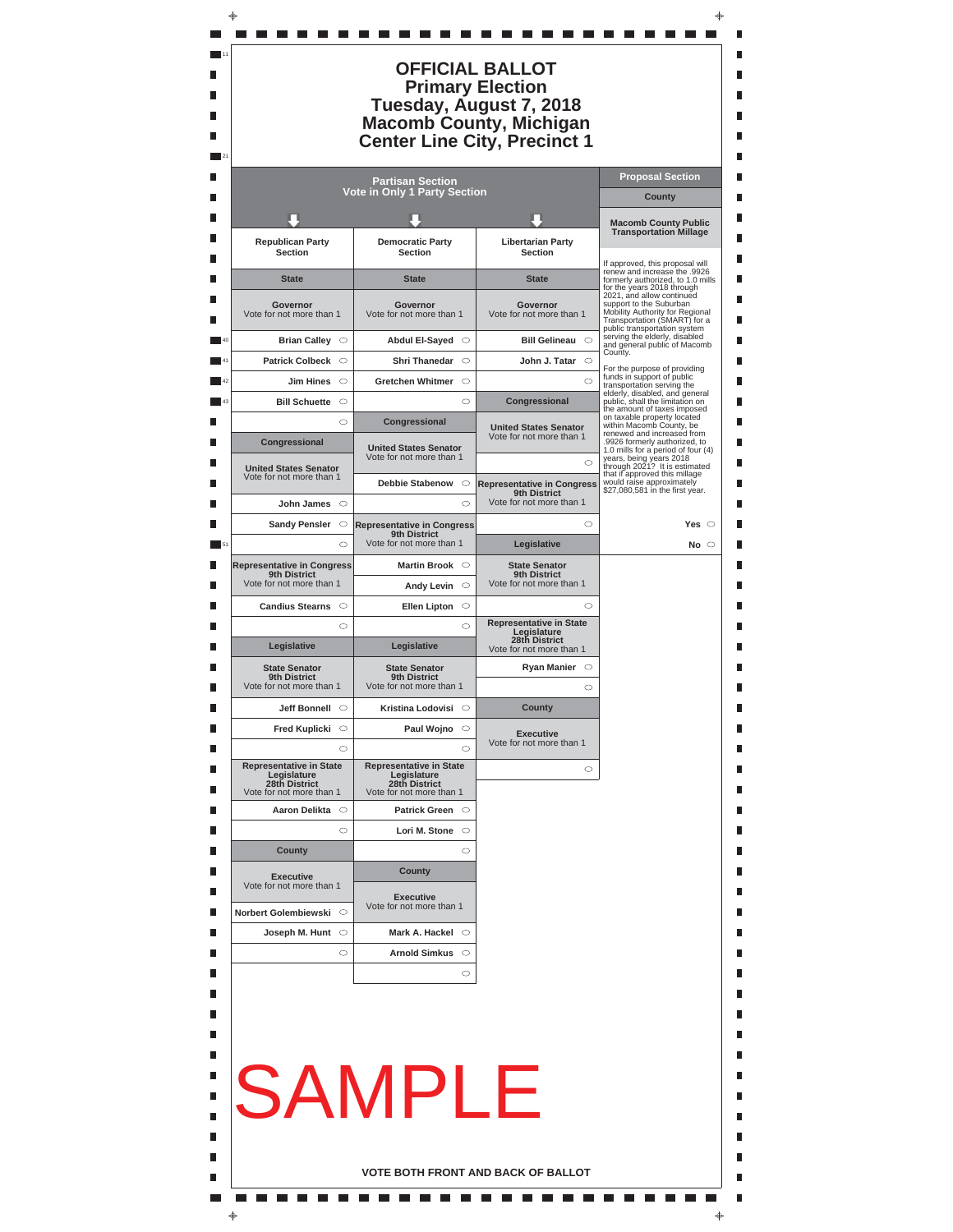# OFFICIAL BALLOT
## Primary Election
## Tuesday, August 7, 2018
## Macomb County, Michigan
## Center Line City, Precinct 1

## Partisan Section
**Vote in Only 1 Party Section**

### Republican Party Section

**State**

**Governor**
Vote for not more than 1

- Brian Calley ○
- Patrick Colbeck ○
- Jim Hines ○
- Bill Schuette ○
- ○

**Congressional**

**United States Senator**
Vote for not more than 1

- John James ○
- Sandy Pensler ○
- ○

**Representative in Congress 9th District**
Vote for not more than 1

- Candius Stearns ○
- ○

**Legislative**

**State Senator 9th District**
Vote for not more than 1

- Jeff Bonnell ○
- Fred Kuplicki ○
- ○

**Representative in State Legislature 28th District**
Vote for not more than 1

- Aaron Delikta ○
- ○

**County**

**Executive**
Vote for not more than 1

- Norbert Golembiewski ○
- Joseph M. Hunt ○
- ○

### Democratic Party Section

**State**

**Governor**
Vote for not more than 1

- Abdul El-Sayed ○
- Shri Thanedar ○
- Gretchen Whitmer ○
- ○

**Congressional**

**United States Senator**
Vote for not more than 1

- Debbie Stabenow ○
- ○

**Representative in Congress 9th District**
Vote for not more than 1

- Martin Brook ○
- Andy Levin ○
- Ellen Lipton ○
- ○

**Legislative**

**State Senator 9th District**
Vote for not more than 1

- Kristina Lodovisi ○
- Paul Wojno ○
- ○

**Representative in State Legislature 28th District**
Vote for not more than 1

- Patrick Green ○
- Lori M. Stone ○
- ○

**County**

**Executive**
Vote for not more than 1

- Mark A. Hackel ○
- Arnold Simkus ○
- ○

### Libertarian Party Section

**State**

**Governor**
Vote for not more than 1

- Bill Gelineau ○
- John J. Tatar ○
- ○

**Congressional**

**United States Senator**
Vote for not more than 1

- ○

**Representative in Congress 9th District**
Vote for not more than 1

- ○

**Legislative**

**State Senator 9th District**
Vote for not more than 1

- ○

**Representative in State Legislature 28th District**
Vote for not more than 1

- Ryan Manier ○
- ○

**County**

**Executive**
Vote for not more than 1

- ○

## Proposal Section

**County**

### Macomb County Public Transportation Millage

If approved, this proposal will renew and increase the .9926 formerly authorized, to 1.0 mills for the years 2018 through 2021, and allow continued support to the Suburban Mobility Authority for Regional Transportation (SMART) for a public transportation system serving the elderly, disabled and general public of Macomb County.

For the purpose of providing funds in support of public transportation serving the elderly, disabled, and general public, shall the limitation on the amount of taxes imposed on taxable property located within Macomb County, be renewed and increased from .9926 formerly authorized, to 1.0 mills for a period of four (4) years, being years 2018 through 2021? It is estimated that if approved this millage would raise approximately $27,080,581 in the first year.

- Yes ○
- No ○

SAMPLE

**VOTE BOTH FRONT AND BACK OF BALLOT**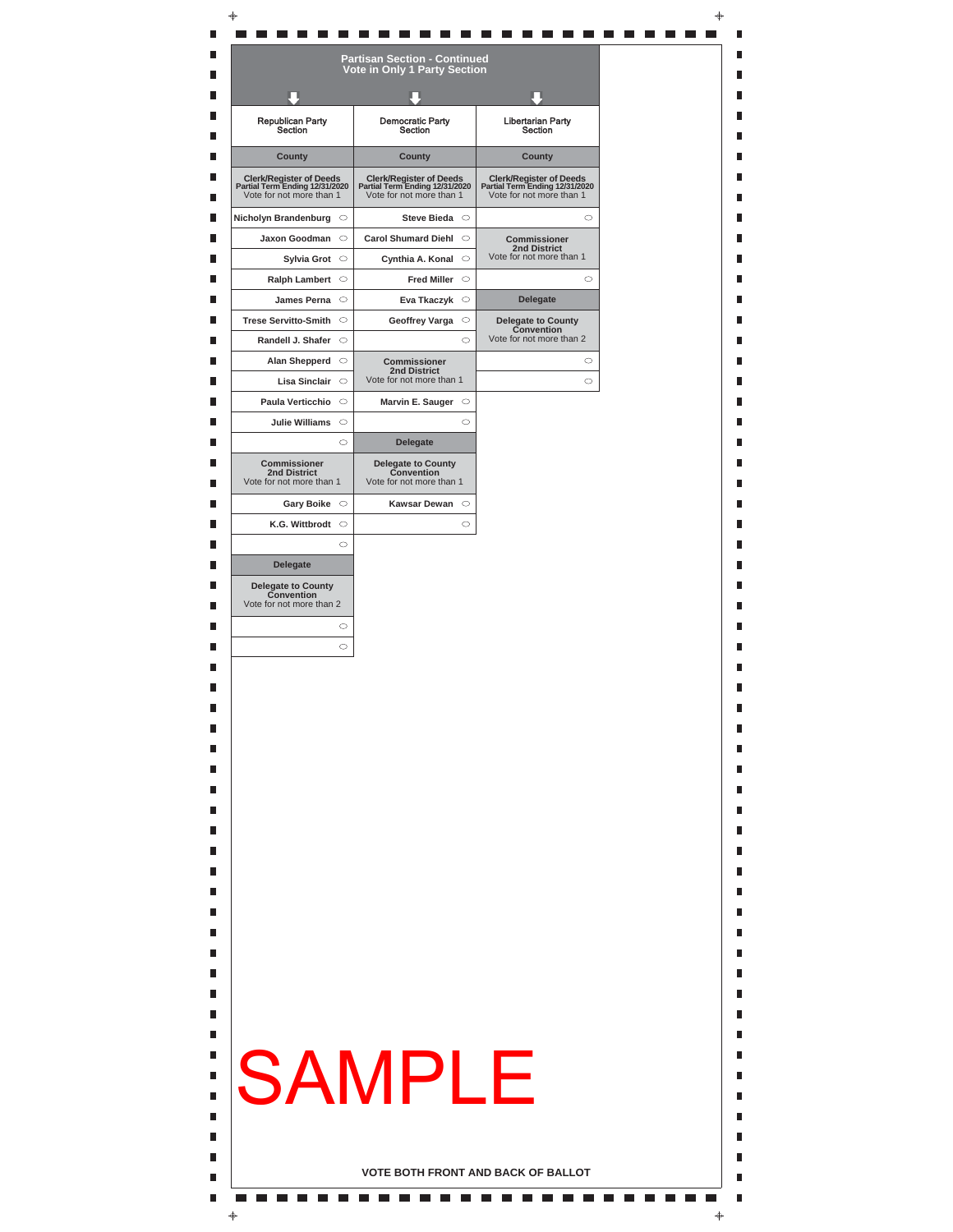## Partisan Section - Continued
### Vote in Only 1 Party Section

### Republican Party Section

**County**

**Clerk/Register of Deeds**
**Partial Term Ending 12/31/2020**
Vote for not more than 1

- Nicholyn Brandenburg
- Jaxon Goodman
- Sylvia Grot
- Ralph Lambert
- James Perna
- Trese Servitto-Smith
- Randell J. Shafer
- Alan Shepperd
- Lisa Sinclair
- Paula Verticchio
- Julie Williams
- (write-in)

**Commissioner**
**2nd District**
Vote for not more than 1

- Gary Boike
- K.G. Wittbrodt
- (write-in)

**Delegate**

**Delegate to County Convention**
Vote for not more than 2

- (write-in)
- (write-in)

### Democratic Party Section

**County**

**Clerk/Register of Deeds**
**Partial Term Ending 12/31/2020**
Vote for not more than 1

- Steve Bieda
- Carol Shumard Diehl
- Cynthia A. Konal
- Fred Miller
- Eva Tkaczyk
- Geoffrey Varga
- (write-in)

**Commissioner**
**2nd District**
Vote for not more than 1

- Marvin E. Sauger
- (write-in)

**Delegate**

**Delegate to County Convention**
Vote for not more than 1

- Kawsar Dewan
- (write-in)

### Libertarian Party Section

**County**

**Clerk/Register of Deeds**
**Partial Term Ending 12/31/2020**
Vote for not more than 1

- (write-in)

**Commissioner**
**2nd District**
Vote for not more than 1

- (write-in)

**Delegate**

**Delegate to County Convention**
Vote for not more than 2

- (write-in)
- (write-in)

SAMPLE

VOTE BOTH FRONT AND BACK OF BALLOT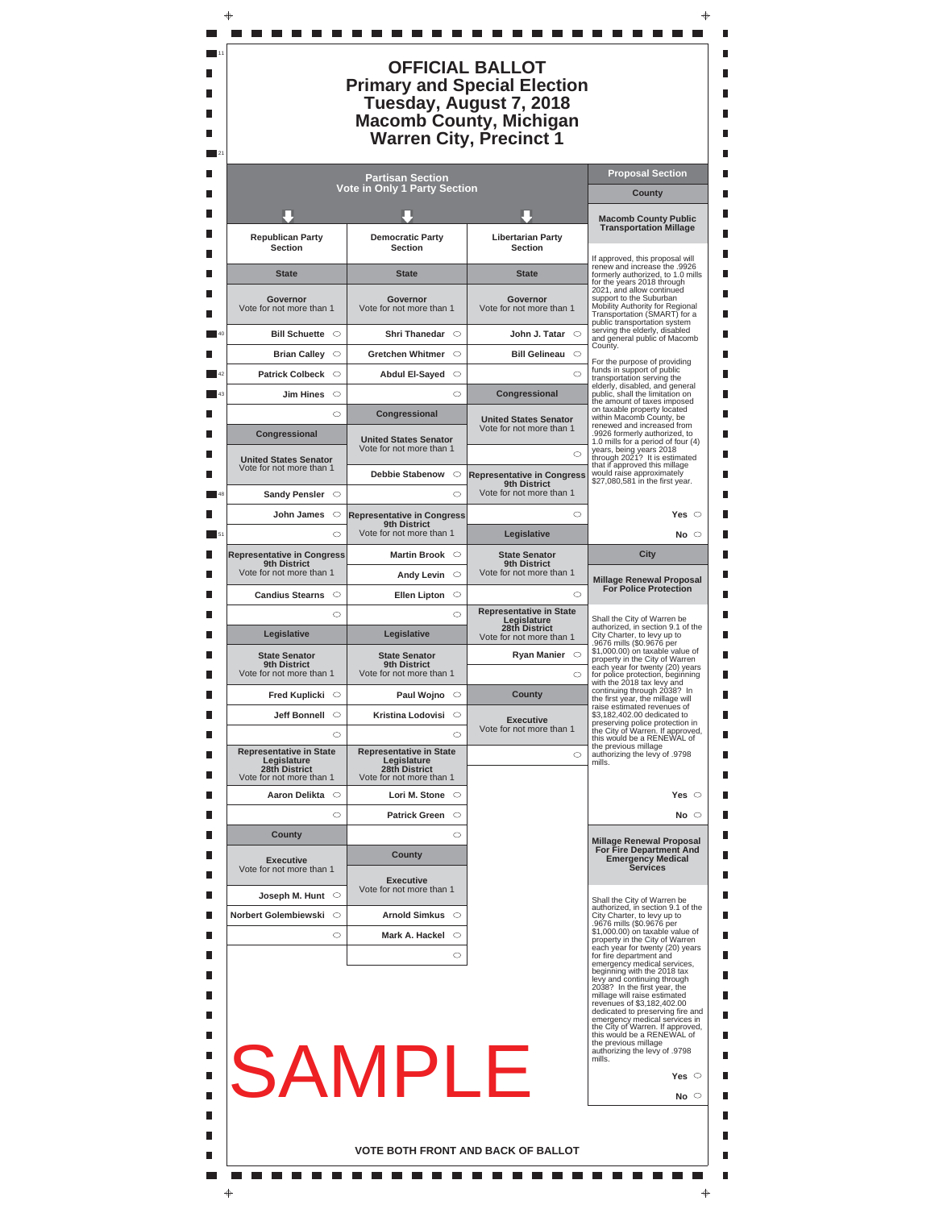# OFFICIAL BALLOT
# Primary and Special Election
# Tuesday, August 7, 2018
# Macomb County, Michigan
# Warren City, Precinct 1

## Partisan Section
**Vote in Only 1 Party Section**

### Republican Party Section

**State**

**Governor**
Vote for not more than 1

- Bill Schuette ○
- Brian Calley ○
- Patrick Colbeck ○
- Jim Hines ○
- ○

**Congressional**

**United States Senator**
Vote for not more than 1

- Sandy Pensler ○
- John James ○
- ○

**Representative in Congress 9th District**
Vote for not more than 1

- Candius Stearns ○
- ○

**Legislative**

**State Senator 9th District**
Vote for not more than 1

- Fred Kuplicki ○
- Jeff Bonnell ○
- ○

**Representative in State Legislature 28th District**
Vote for not more than 1

- Aaron Delikta ○
- ○

**County**

**Executive**
Vote for not more than 1

- Joseph M. Hunt ○
- Norbert Golembiewski ○
- ○

### Democratic Party Section

**State**

**Governor**
Vote for not more than 1

- Shri Thanedar ○
- Gretchen Whitmer ○
- Abdul El-Sayed ○
- ○

**Congressional**

**United States Senator**
Vote for not more than 1

- Debbie Stabenow ○
- ○

**Representative in Congress 9th District**
Vote for not more than 1

- Martin Brook ○
- Andy Levin ○
- Ellen Lipton ○
- ○

**Legislative**

**State Senator 9th District**
Vote for not more than 1

- Paul Wojno ○
- Kristina Lodovisi ○
- ○

**Representative in State Legislature 28th District**
Vote for not more than 1

- Lori M. Stone ○
- Patrick Green ○
- ○

**County**

**Executive**
Vote for not more than 1

- Arnold Simkus ○
- Mark A. Hackel ○
- ○

### Libertarian Party Section

**State**

**Governor**
Vote for not more than 1

- John J. Tatar ○
- Bill Gelineau ○
- ○

**Congressional**

**United States Senator**
Vote for not more than 1

- ○

**Representative in Congress 9th District**
Vote for not more than 1

- ○

**Legislative**

**State Senator 9th District**
Vote for not more than 1

- ○

**Representative in State Legislature 28th District**
Vote for not more than 1

- Ryan Manier ○
- ○

**County**

**Executive**
Vote for not more than 1

- ○

## Proposal Section

### County

**Macomb County Public Transportation Millage**

If approved, this proposal will renew and increase the .9926 formerly authorized, to 1.0 mills for the years 2018 through 2021, and allow continued support to the Suburban Mobility Authority for Regional Transportation (SMART) for a public transportation system serving the elderly, disabled and general public of Macomb County.

For the purpose of providing funds in support of public transportation serving the elderly, disabled, and general public, shall the limitation on the amount of taxes imposed on taxable property located within Macomb County, be renewed and increased from .9926 formerly authorized, to 1.0 mills for a period of four (4) years, being years 2018 through 2021? It is estimated that if approved this millage would raise approximately $27,080,581 in the first year.

- Yes ○
- No ○

### City

**Millage Renewal Proposal For Police Protection**

Shall the City of Warren be authorized, in section 9.1 of the City Charter, to levy up to .9676 mills ($0.9676 per $1,000.00) on taxable value of property in the City of Warren each year for twenty (20) years for police protection, beginning with the 2018 tax levy and continuing through 2038? In the first year, the millage will raise estimated revenues of $3,182,402.00 dedicated to preserving police protection in the City of Warren. If approved, this would be a RENEWAL of the previous millage authorizing the levy of .9798 mills.

- Yes ○
- No ○

**Millage Renewal Proposal For Fire Department And Emergency Medical Services**

Shall the City of Warren be authorized, in section 9.1 of the City Charter, to levy up to .9676 mills ($0.9676 per $1,000.00) on taxable value of property in the City of Warren each year for twenty (20) years for fire department and emergency medical services, beginning with the 2018 tax levy and continuing through 2038? In the first year, the millage will raise estimated revenues of $3,182,402.00 dedicated to preserving fire and emergency medical services in the City of Warren. If approved, this would be a RENEWAL of the previous millage authorizing the levy of .9798 mills.

- Yes ○
- No ○

SAMPLE

**VOTE BOTH FRONT AND BACK OF BALLOT**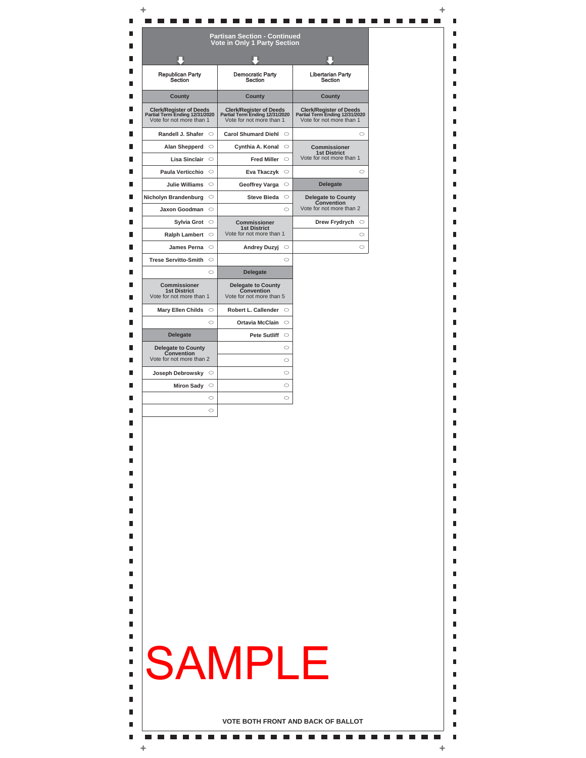## Partisan Section - Continued
### Vote in Only 1 Party Section

### Republican Party Section

**County**

**Clerk/Register of Deeds**
**Partial Term Ending 12/31/2020**
Vote for not more than 1

- Randell J. Shafer
- Alan Shepperd
- Lisa Sinclair
- Paula Verticchio
- Julie Williams
- Nicholyn Brandenburg
- Jaxon Goodman
- Sylvia Grot
- Ralph Lambert
- James Perna
- Trese Servitto-Smith
- (write-in)

**Commissioner**
**1st District**
Vote for not more than 1

- Mary Ellen Childs
- (write-in)

**Delegate**

**Delegate to County Convention**
Vote for not more than 2

- Joseph Debrowsky
- Miron Sady
- (write-in)
- (write-in)

### Democratic Party Section

**County**

**Clerk/Register of Deeds**
**Partial Term Ending 12/31/2020**
Vote for not more than 1

- Carol Shumard Diehl
- Cynthia A. Konal
- Fred Miller
- Eva Tkaczyk
- Geoffrey Varga
- Steve Bieda
- (write-in)

**Commissioner**
**1st District**
Vote for not more than 1

- Andrey Duzyj
- (write-in)

**Delegate**

**Delegate to County Convention**
Vote for not more than 5

- Robert L. Callender
- Ortavia McClain
- Pete Sutliff
- (write-in)
- (write-in)
- (write-in)
- (write-in)
- (write-in)

### Libertarian Party Section

**County**

**Clerk/Register of Deeds**
**Partial Term Ending 12/31/2020**
Vote for not more than 1

- (write-in)

**Commissioner**
**1st District**
Vote for not more than 1

- (write-in)

**Delegate**

**Delegate to County Convention**
Vote for not more than 2

- Drew Frydrych
- (write-in)
- (write-in)

SAMPLE

**VOTE BOTH FRONT AND BACK OF BALLOT**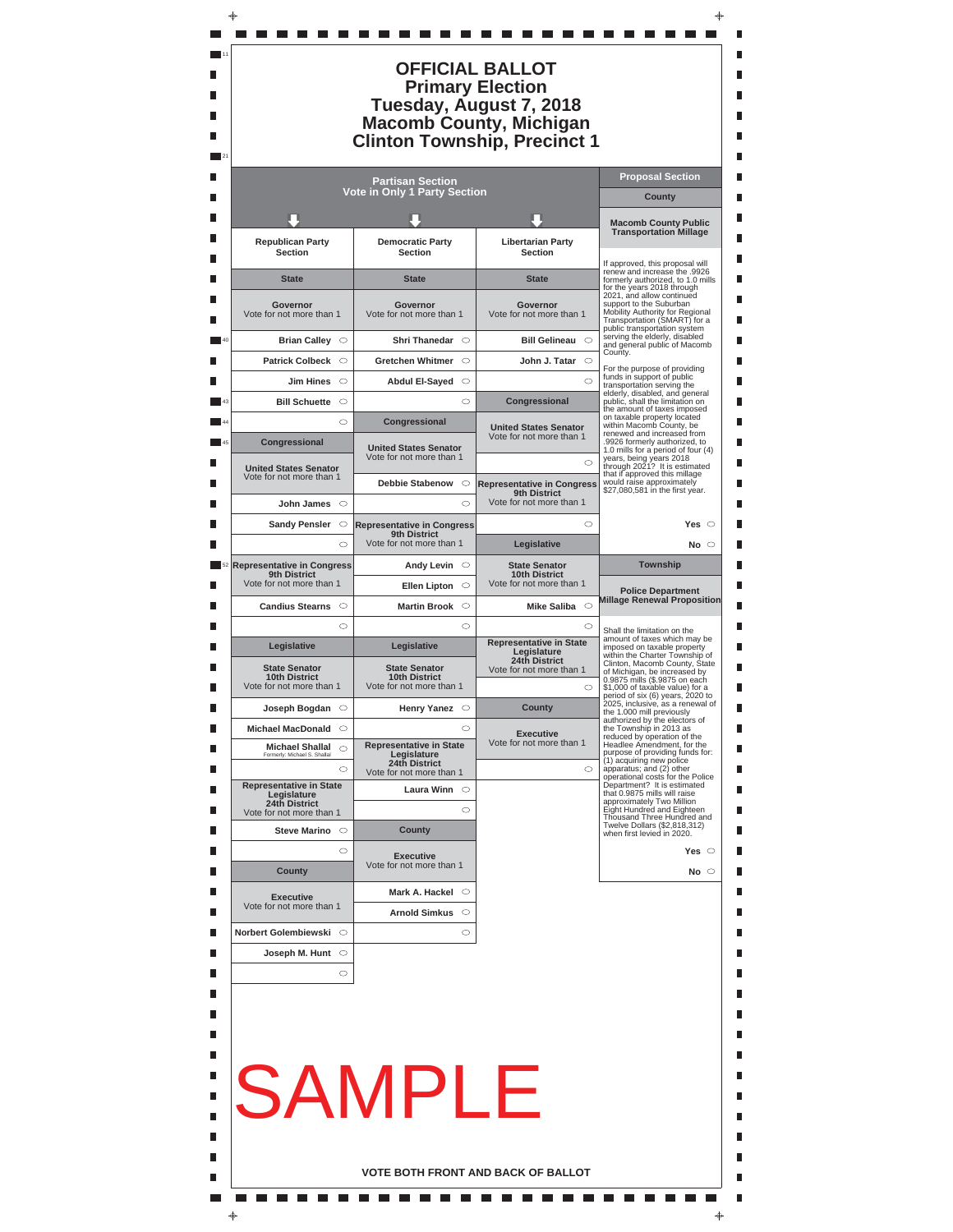# OFFICIAL BALLOT
## Primary Election
## Tuesday, August 7, 2018
## Macomb County, Michigan
## Clinton Township, Precinct 1

## Partisan Section
**Vote in Only 1 Party Section**

### Republican Party Section

**State**

**Governor**
Vote for not more than 1

- Brian Calley ⬭
- Patrick Colbeck ⬭
- Jim Hines ⬭
- Bill Schuette ⬭
- ⬭

**Congressional**

**United States Senator**
Vote for not more than 1

- John James ⬭
- Sandy Pensler ⬭
- ⬭

**Representative in Congress 9th District**
Vote for not more than 1

- Candius Stearns ⬭
- ⬭

**Legislative**

**State Senator 10th District**
Vote for not more than 1

- Joseph Bogdan ⬭
- Michael MacDonald ⬭
- Michael Shallal ⬭ (Formerly: Michael S. Shallal)
- ⬭

**Representative in State Legislature 24th District**
Vote for not more than 1

- Steve Marino ⬭
- ⬭

**County**

**Executive**
Vote for not more than 1

- Norbert Golembiewski ⬭
- Joseph M. Hunt ⬭
- ⬭

### Democratic Party Section

**State**

**Governor**
Vote for not more than 1

- Shri Thanedar ⬭
- Gretchen Whitmer ⬭
- Abdul El-Sayed ⬭
- ⬭

**Congressional**

**United States Senator**
Vote for not more than 1

- Debbie Stabenow ⬭
- ⬭

**Representative in Congress 9th District**
Vote for not more than 1

- Andy Levin ⬭
- Ellen Lipton ⬭
- Martin Brook ⬭
- ⬭

**Legislative**

**State Senator 10th District**
Vote for not more than 1

- Henry Yanez ⬭
- ⬭

**Representative in State Legislature 24th District**
Vote for not more than 1

- Laura Winn ⬭
- ⬭

**County**

**Executive**
Vote for not more than 1

- Mark A. Hackel ⬭
- Arnold Simkus ⬭
- ⬭

### Libertarian Party Section

**State**

**Governor**
Vote for not more than 1

- Bill Gelineau ⬭
- John J. Tatar ⬭
- ⬭

**Congressional**

**United States Senator**
Vote for not more than 1

- ⬭

**Representative in Congress 9th District**
Vote for not more than 1

- ⬭

**Legislative**

**State Senator 10th District**
Vote for not more than 1

- Mike Saliba ⬭
- ⬭

**Representative in State Legislature 24th District**
Vote for not more than 1

- ⬭

**County**

**Executive**
Vote for not more than 1

- ⬭

## Proposal Section

### County

**Macomb County Public Transportation Millage**

If approved, this proposal will renew and increase the .9926 formerly authorized, to 1.0 mills for the years 2018 through 2021, and allow continued support to the Suburban Mobility Authority for Regional Transportation (SMART) for a public transportation system serving the elderly, disabled and general public of Macomb County.

For the purpose of providing funds in support of public transportation serving the elderly, disabled, and general public, shall the limitation on the amount of taxes imposed on taxable property located within Macomb County, be renewed and increased from .9926 formerly authorized, to 1.0 mills for a period of four (4) years, being years 2018 through 2021? It is estimated that if approved this millage would raise approximately $27,080,581 in the first year.

- Yes ⬭
- No ⬭

### Township

**Police Department Millage Renewal Proposition**

Shall the limitation on the amount of taxes which may be imposed on taxable property within the Charter Township of Clinton, Macomb County, State of Michigan, be increased by 0.9875 mills ($.9875 on each $1,000 of taxable value) for a period of six (6) years, 2020 to 2025, inclusive, as a renewal of the 1.000 mill previously authorized by the electors of the Township in 2013 as reduced by operation of the Headlee Amendment, for the purpose of providing funds for: (1) acquiring new police apparatus; and (2) other operational costs for the Police Department? It is estimated that 0.9875 mills will raise approximately Two Million Eight Hundred and Eighteen Thousand Three Hundred and Twelve Dollars ($2,818,312) when first levied in 2020.

- Yes ⬭
- No ⬭

SAMPLE

**VOTE BOTH FRONT AND BACK OF BALLOT**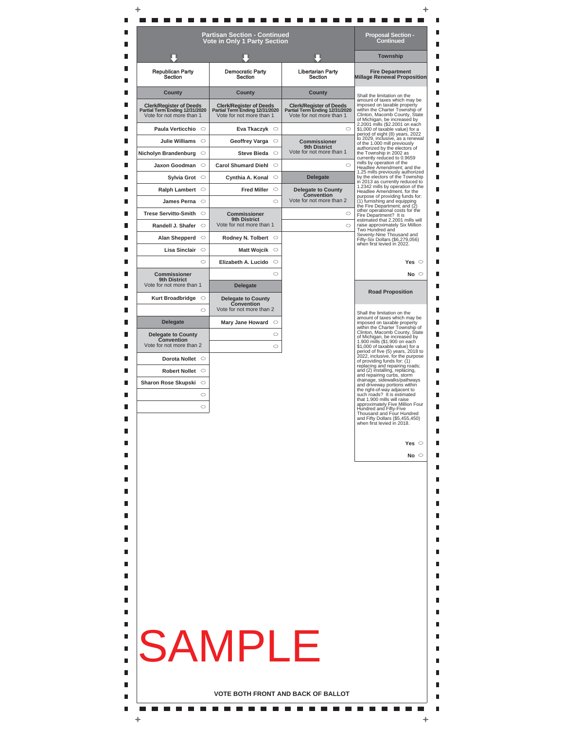## Partisan Section - Continued
### Vote in Only 1 Party Section

### Republican Party Section

**County**

**Clerk/Register of Deeds**
**Partial Term Ending 12/31/2020**
Vote for not more than 1

- Paula Verticchio ○
- Julie Williams ○
- Nicholyn Brandenburg ○
- Jaxon Goodman ○
- Sylvia Grot ○
- Ralph Lambert ○
- James Perna ○
- Trese Servitto-Smith ○
- Randell J. Shafer ○
- Alan Shepperd ○
- Lisa Sinclair ○
- ○

**Commissioner**
**9th District**
Vote for not more than 1

- Kurt Broadbridge ○
- ○

**Delegate**

**Delegate to County Convention**
Vote for not more than 2

- Dorota Nollet ○
- Robert Nollet ○
- Sharon Rose Skupski ○
- ○
- ○

### Democratic Party Section

**County**

**Clerk/Register of Deeds**
**Partial Term Ending 12/31/2020**
Vote for not more than 1

- Eva Tkaczyk ○
- Geoffrey Varga ○
- Steve Bieda ○
- Carol Shumard Diehl ○
- Cynthia A. Konal ○
- Fred Miller ○
- ○

**Commissioner**
**9th District**
Vote for not more than 1

- Rodney N. Tolbert ○
- Matt Wojcik ○
- Elizabeth A. Lucido ○
- ○

**Delegate**

**Delegate to County Convention**
Vote for not more than 2

- Mary Jane Howard ○
- ○
- ○

### Libertarian Party Section

**County**

**Clerk/Register of Deeds**
**Partial Term Ending 12/31/2020**
Vote for not more than 1

- ○

**Commissioner**
**9th District**
Vote for not more than 1

- ○

**Delegate**

**Delegate to County Convention**
Vote for not more than 2

- ○
- ○

## Proposal Section - Continued

**Township**

### Fire Department Millage Renewal Proposition

Shall the limitation on the amount of taxes which may be imposed on taxable property within the Charter Township of Clinton, Macomb County, State of Michigan, be increased by 2.2001 mills ($2.2001 on each $1,000 of taxable value) for a period of eight (8) years, 2022 to 2029, inclusive, as a renewal of the 1.000 mill previously authorized by the electors of the Township in 2002 as currently reduced to 0.9659 mills by operation of the Headlee Amendment; and the 1.25 mills previously authorized by the electors of the Township in 2013 as currently reduced to 1.2342 mills by operation of the Headlee Amendment, for the purpose of providing funds for: (1) furnishing and equipping the Fire Department; and (2) other operational costs for the Fire Department? It is estimated that 2.2001 mills will raise approximately Six Million Two Hundred and Seventy-Nine Thousand and Fifty-Six Dollars ($6,279,056) when first levied in 2022.

- Yes ○
- No ○

### Road Proposition

Shall the limitation on the amount of taxes which may be imposed on taxable property within the Charter Township of Clinton, Macomb County, State of Michigan, be increased by 1.900 mills ($1.900 on each $1,000 of taxable value) for a period of five (5) years, 2018 to 2022, inclusive, for the purpose of providing funds for: (1) replacing and repairing roads; and (2) installing, replacing, and repairing curbs, storm drainage, sidewalks/pathways and driveway portions within the right-of-way adjacent to such roads? It is estimated that 1.900 mills will raise approximately Five Million Four Hundred and Fifty-Five Thousand and Four Hundred and Fifty Dollars ($5,455,450) when first levied in 2018.

- Yes ○
- No ○

SAMPLE

**VOTE BOTH FRONT AND BACK OF BALLOT**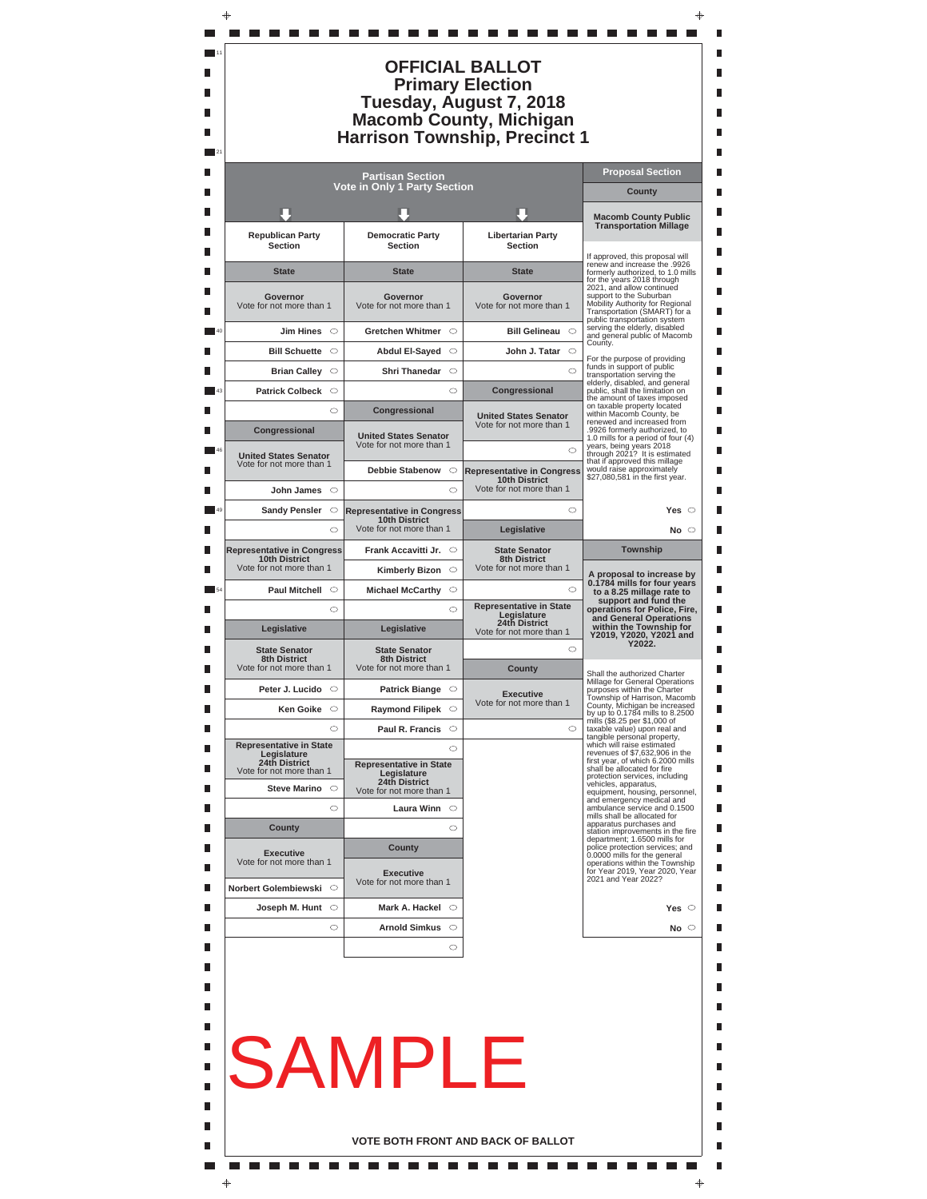# OFFICIAL BALLOT
## Primary Election
## Tuesday, August 7, 2018
## Macomb County, Michigan
## Harrison Township, Precinct 1

## Partisan Section
**Vote in Only 1 Party Section**

### Republican Party Section

**State**

**Governor**
Vote for not more than 1

- Jim Hines ⬭
- Bill Schuette ⬭
- Brian Calley ⬭
- Patrick Colbeck ⬭
- ⬭

**Congressional**

**United States Senator**
Vote for not more than 1

- John James ⬭
- Sandy Pensler ⬭
- ⬭

**Representative in Congress**
**10th District**
Vote for not more than 1

- Paul Mitchell ⬭
- ⬭

**Legislative**

**State Senator**
**8th District**
Vote for not more than 1

- Peter J. Lucido ⬭
- Ken Goike ⬭
- ⬭

**Representative in State Legislature**
**24th District**
Vote for not more than 1

- Steve Marino ⬭
- ⬭

**County**

**Executive**
Vote for not more than 1

- Norbert Golembiewski ⬭
- Joseph M. Hunt ⬭
- ⬭

### Democratic Party Section

**State**

**Governor**
Vote for not more than 1

- Gretchen Whitmer ⬭
- Abdul El-Sayed ⬭
- Shri Thanedar ⬭
- ⬭

**Congressional**

**United States Senator**
Vote for not more than 1

- Debbie Stabenow ⬭
- ⬭

**Representative in Congress**
**10th District**
Vote for not more than 1

- Frank Accavitti Jr. ⬭
- Kimberly Bizon ⬭
- Michael McCarthy ⬭
- ⬭

**Legislative**

**State Senator**
**8th District**
Vote for not more than 1

- Patrick Biange ⬭
- Raymond Filipek ⬭
- Paul R. Francis ⬭
- ⬭

**Representative in State Legislature**
**24th District**
Vote for not more than 1

- Laura Winn ⬭
- ⬭

**County**

**Executive**
Vote for not more than 1

- Mark A. Hackel ⬭
- Arnold Simkus ⬭
- ⬭

### Libertarian Party Section

**State**

**Governor**
Vote for not more than 1

- Bill Gelineau ⬭
- John J. Tatar ⬭
- ⬭

**Congressional**

**United States Senator**
Vote for not more than 1

- ⬭

**Representative in Congress**
**10th District**
Vote for not more than 1

- ⬭

**Legislative**

**State Senator**
**8th District**
Vote for not more than 1

- ⬭

**Representative in State Legislature**
**24th District**
Vote for not more than 1

- ⬭

**County**

**Executive**
Vote for not more than 1

- ⬭

## Proposal Section

### County

**Macomb County Public Transportation Millage**

If approved, this proposal will renew and increase the .9926 formerly authorized, to 1.0 mills for the years 2018 through 2021, and allow continued support to the Suburban Mobility Authority for Regional Transportation (SMART) for a public transportation system serving the elderly, disabled and general public of Macomb County.

For the purpose of providing funds in support of public transportation serving the elderly, disabled, and general public, shall the limitation on the amount of taxes imposed on taxable property located within Macomb County, be renewed and increased from .9926 formerly authorized, to 1.0 mills for a period of four (4) years, being years 2018 through 2021? It is estimated that if approved this millage would raise approximately $27,080,581 in the first year.

- Yes ⬭
- No ⬭

### Township

**A proposal to increase by 0.1784 mills for four years to a 8.25 millage rate to support and fund the operations for Police, Fire, and General Operations within the Township for Y2019, Y2020, Y2021 and Y2022.**

Shall the authorized Charter Millage for General Operations purposes within the Charter Township of Harrison, Macomb County, Michigan be increased by up to 0.1784 mills to 8.2500 mills ($8.25 per $1,000 of taxable value) upon real and tangible personal property, which will raise estimated revenues of $7,632,906 in the first year, of which 6.2000 mills shall be allocated for fire protection services, including vehicles, apparatus, equipment, housing, personnel, and emergency medical and ambulance service and 0.1500 mills shall be allocated for apparatus purchases and station improvements in the fire department; 1.6500 mills for police protection services; and 0.0000 mills for the general operations within the Township for Year 2019, Year 2020, Year 2021 and Year 2022?

- Yes ⬭
- No ⬭

SAMPLE

**VOTE BOTH FRONT AND BACK OF BALLOT**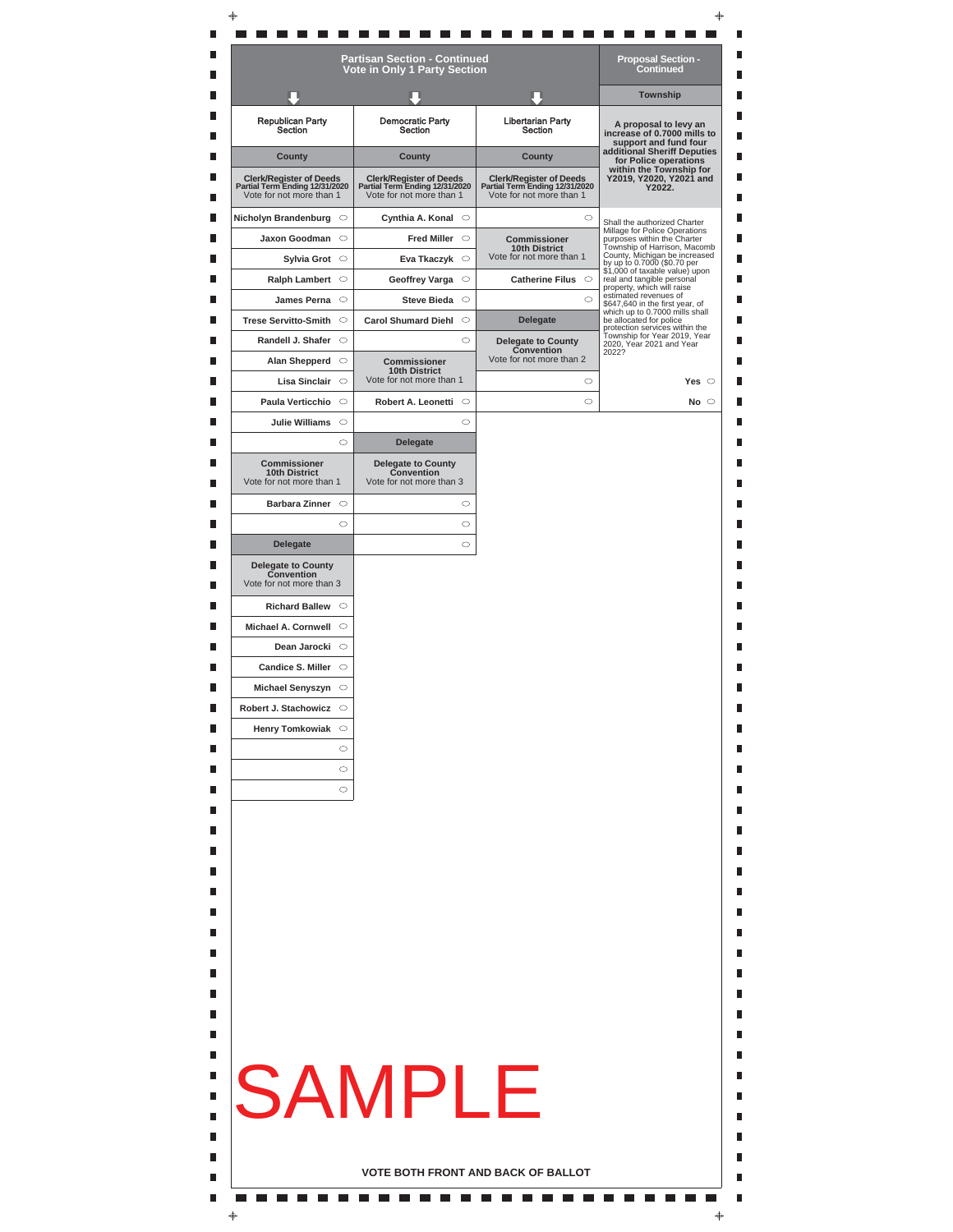## Partisan Section - Continued
### Vote in Only 1 Party Section

### Republican Party Section

**County**

**Clerk/Register of Deeds**
**Partial Term Ending 12/31/2020**
Vote for not more than 1

- Nicholyn Brandenburg ⬭
- Jaxon Goodman ⬭
- Sylvia Grot ⬭
- Ralph Lambert ⬭
- James Perna ⬭
- Trese Servitto-Smith ⬭
- Randell J. Shafer ⬭
- Alan Shepperd ⬭
- Lisa Sinclair ⬭
- Paula Verticchio ⬭
- Julie Williams ⬭
- ⬭

**Commissioner**
**10th District**
Vote for not more than 1

- Barbara Zinner ⬭
- ⬭

**Delegate**

**Delegate to County Convention**
Vote for not more than 3

- Richard Ballew ⬭
- Michael A. Cornwell ⬭
- Dean Jarocki ⬭
- Candice S. Miller ⬭
- Michael Senyszyn ⬭
- Robert J. Stachowicz ⬭
- Henry Tomkowiak ⬭
- ⬭
- ⬭
- ⬭

### Democratic Party Section

**County**

**Clerk/Register of Deeds**
**Partial Term Ending 12/31/2020**
Vote for not more than 1

- Cynthia A. Konal ⬭
- Fred Miller ⬭
- Eva Tkaczyk ⬭
- Geoffrey Varga ⬭
- Steve Bieda ⬭
- Carol Shumard Diehl ⬭
- ⬭

**Commissioner**
**10th District**
Vote for not more than 1

- Robert A. Leonetti ⬭
- ⬭

**Delegate**

**Delegate to County Convention**
Vote for not more than 3

- ⬭
- ⬭
- ⬭

### Libertarian Party Section

**County**

**Clerk/Register of Deeds**
**Partial Term Ending 12/31/2020**
Vote for not more than 1

- ⬭

**Commissioner**
**10th District**
Vote for not more than 1

- Catherine Filus ⬭
- ⬭

**Delegate**

**Delegate to County Convention**
Vote for not more than 2

- ⬭
- ⬭

## Proposal Section - Continued

**Township**

**A proposal to levy an increase of 0.7000 mills to support and fund four additional Sheriff Deputies for Police operations within the Township for Y2019, Y2020, Y2021 and Y2022.**

Shall the authorized Charter Millage for Police Operations purposes within the Charter Township of Harrison, Macomb County, Michigan be increased by up to 0.7000 ($0.70 per $1,000 of taxable value) upon real and tangible personal property, which will raise estimated revenues of $647,640 in the first year, of which up to 0.7000 mills shall be allocated for police protection services within the Township for Year 2019, Year 2020, Year 2021 and Year 2022?

- Yes ⬭
- No ⬭

SAMPLE

**VOTE BOTH FRONT AND BACK OF BALLOT**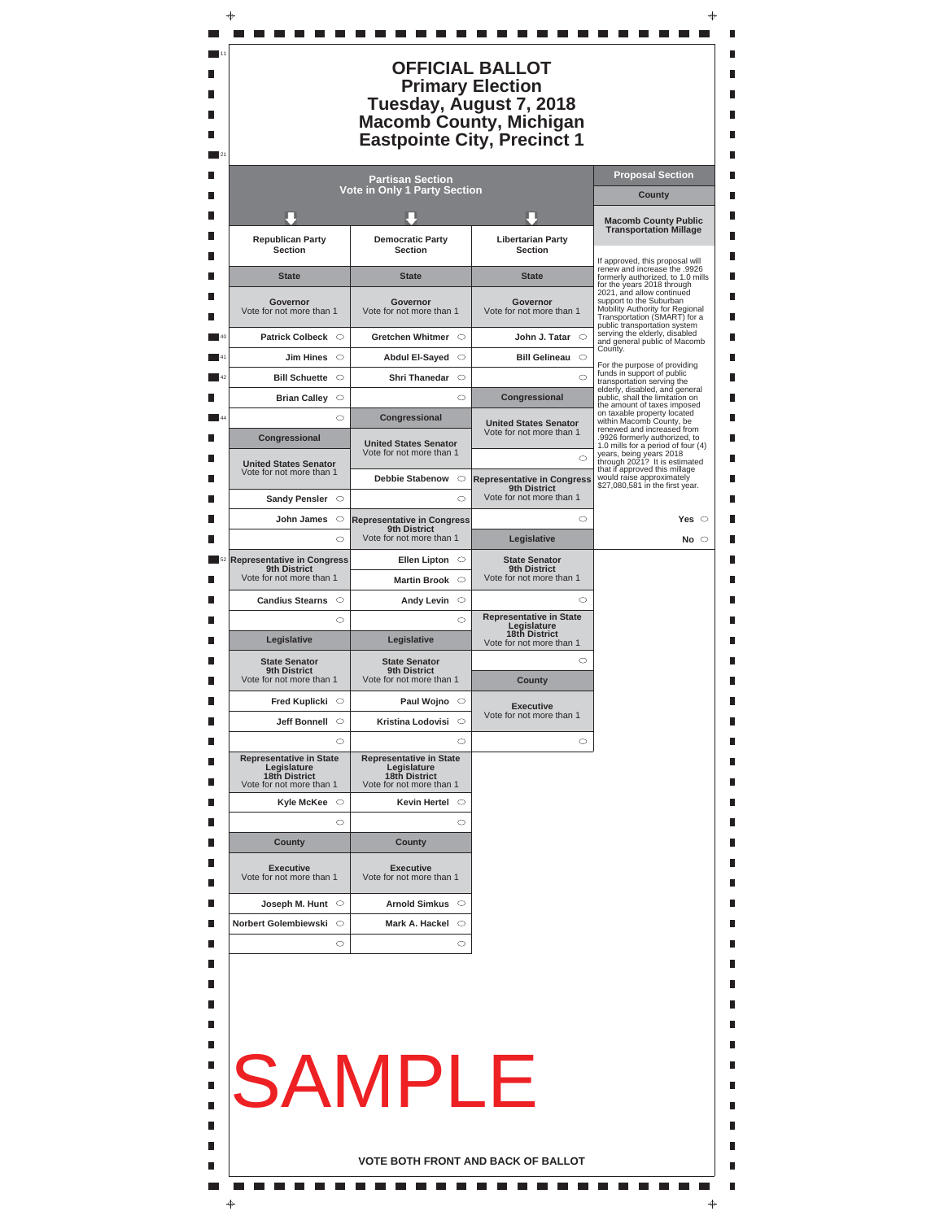# OFFICIAL BALLOT
# Primary Election
# Tuesday, August 7, 2018
# Macomb County, Michigan
# Eastpointe City, Precinct 1

## Partisan Section
**Vote in Only 1 Party Section**

### Republican Party Section

**State**

**Governor**
Vote for not more than 1

- Patrick Colbeck ⬭
- Jim Hines ⬭
- Bill Schuette ⬭
- Brian Calley ⬭
- ⬭

**Congressional**

**United States Senator**
Vote for not more than 1

- Sandy Pensler ⬭
- John James ⬭
- ⬭

**Representative in Congress 9th District**
Vote for not more than 1

- Candius Stearns ⬭
- ⬭

**Legislative**

**State Senator 9th District**
Vote for not more than 1

- Fred Kuplicki ⬭
- Jeff Bonnell ⬭
- ⬭

**Representative in State Legislature 18th District**
Vote for not more than 1

- Kyle McKee ⬭
- ⬭

**County**

**Executive**
Vote for not more than 1

- Joseph M. Hunt ⬭
- Norbert Golembiewski ⬭
- ⬭

### Democratic Party Section

**State**

**Governor**
Vote for not more than 1

- Gretchen Whitmer ⬭
- Abdul El-Sayed ⬭
- Shri Thanedar ⬭
- ⬭

**Congressional**

**United States Senator**
Vote for not more than 1

- Debbie Stabenow ⬭
- ⬭

**Representative in Congress 9th District**
Vote for not more than 1

- Ellen Lipton ⬭
- Martin Brook ⬭
- Andy Levin ⬭
- ⬭

**Legislative**

**State Senator 9th District**
Vote for not more than 1

- Paul Wojno ⬭
- Kristina Lodovisi ⬭
- ⬭

**Representative in State Legislature 18th District**
Vote for not more than 1

- Kevin Hertel ⬭
- ⬭

**County**

**Executive**
Vote for not more than 1

- Arnold Simkus ⬭
- Mark A. Hackel ⬭
- ⬭

### Libertarian Party Section

**State**

**Governor**
Vote for not more than 1

- John J. Tatar ⬭
- Bill Gelineau ⬭
- ⬭

**Congressional**

**United States Senator**
Vote for not more than 1

- ⬭

**Representative in Congress 9th District**
Vote for not more than 1

- ⬭

**Legislative**

**State Senator 9th District**
Vote for not more than 1

- ⬭

**Representative in State Legislature 18th District**
Vote for not more than 1

- ⬭

**County**

**Executive**
Vote for not more than 1

- ⬭

## Proposal Section

**County**

**Macomb County Public Transportation Millage**

If approved, this proposal will renew and increase the .9926 formerly authorized, to 1.0 mills for the years 2018 through 2021, and allow continued support to the Suburban Mobility Authority for Regional Transportation (SMART) for a public transportation system serving the elderly, disabled and general public of Macomb County.

For the purpose of providing funds in support of public transportation serving the elderly, disabled, and general public, shall the limitation on the amount of taxes imposed on taxable property located within Macomb County, be renewed and increased from .9926 formerly authorized, to 1.0 mills for a period of four (4) years, being years 2018 through 2021? It is estimated that if approved this millage would raise approximately $27,080,581 in the first year.

- Yes ⬭
- No ⬭

SAMPLE

**VOTE BOTH FRONT AND BACK OF BALLOT**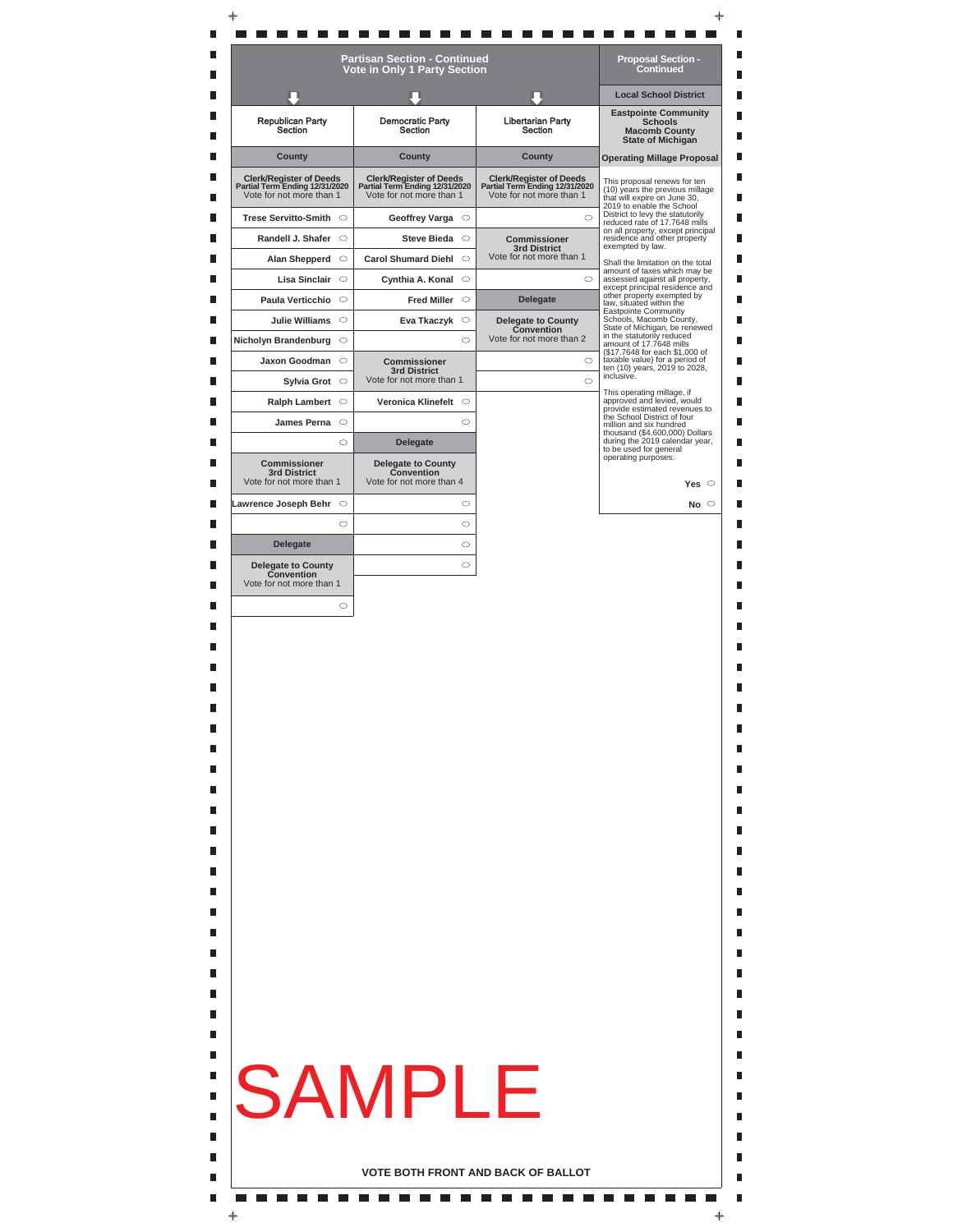## Partisan Section - Continued
Vote in Only 1 Party Section

### Republican Party Section

**County**

**Clerk/Register of Deeds**
**Partial Term Ending 12/31/2020**
Vote for not more than 1

- Trese Servitto-Smith ⬭
- Randell J. Shafer ⬭
- Alan Shepperd ⬭
- Lisa Sinclair ⬭
- Paula Verticchio ⬭
- Julie Williams ⬭
- Nicholyn Brandenburg ⬭
- Jaxon Goodman ⬭
- Sylvia Grot ⬭
- Ralph Lambert ⬭
- James Perna ⬭
- ⬭

**Commissioner**
**3rd District**
Vote for not more than 1

- Lawrence Joseph Behr ⬭
- ⬭

**Delegate**

**Delegate to County Convention**
Vote for not more than 1

- ⬭

### Democratic Party Section

**County**

**Clerk/Register of Deeds**
**Partial Term Ending 12/31/2020**
Vote for not more than 1

- Geoffrey Varga ⬭
- Steve Bieda ⬭
- Carol Shumard Diehl ⬭
- Cynthia A. Konal ⬭
- Fred Miller ⬭
- Eva Tkaczyk ⬭
- ⬭

**Commissioner**
**3rd District**
Vote for not more than 1

- Veronica Klinefelt ⬭
- ⬭

**Delegate**

**Delegate to County Convention**
Vote for not more than 4

- ⬭
- ⬭
- ⬭
- ⬭

### Libertarian Party Section

**County**

**Clerk/Register of Deeds**
**Partial Term Ending 12/31/2020**
Vote for not more than 1

- ⬭

**Commissioner**
**3rd District**
Vote for not more than 1

- ⬭

**Delegate**

**Delegate to County Convention**
Vote for not more than 2

- ⬭
- ⬭

## Proposal Section - Continued

### Local School District

**Eastpointe Community Schools**
**Macomb County**
**State of Michigan**

**Operating Millage Proposal**

This proposal renews for ten (10) years the previous millage that will expire on June 30, 2019 to enable the School District to levy the statutorily reduced rate of 17.7648 mills on all property, except principal residence and other property exempted by law.

Shall the limitation on the total amount of taxes which may be assessed against all property, except principal residence and other property exempted by law, situated within the Eastpointe Community Schools, Macomb County, State of Michigan, be renewed in the statutorily reduced amount of 17.7648 mills ($17.7648 for each $1,000 of taxable value) for a period of ten (10) years, 2019 to 2028, inclusive.

This operating millage, if approved and levied, would provide estimated revenues to the School District of four million and six hundred thousand ($4,600,000) Dollars during the 2019 calendar year, to be used for general operating purposes.

- Yes ⬭
- No ⬭

SAMPLE

**VOTE BOTH FRONT AND BACK OF BALLOT**